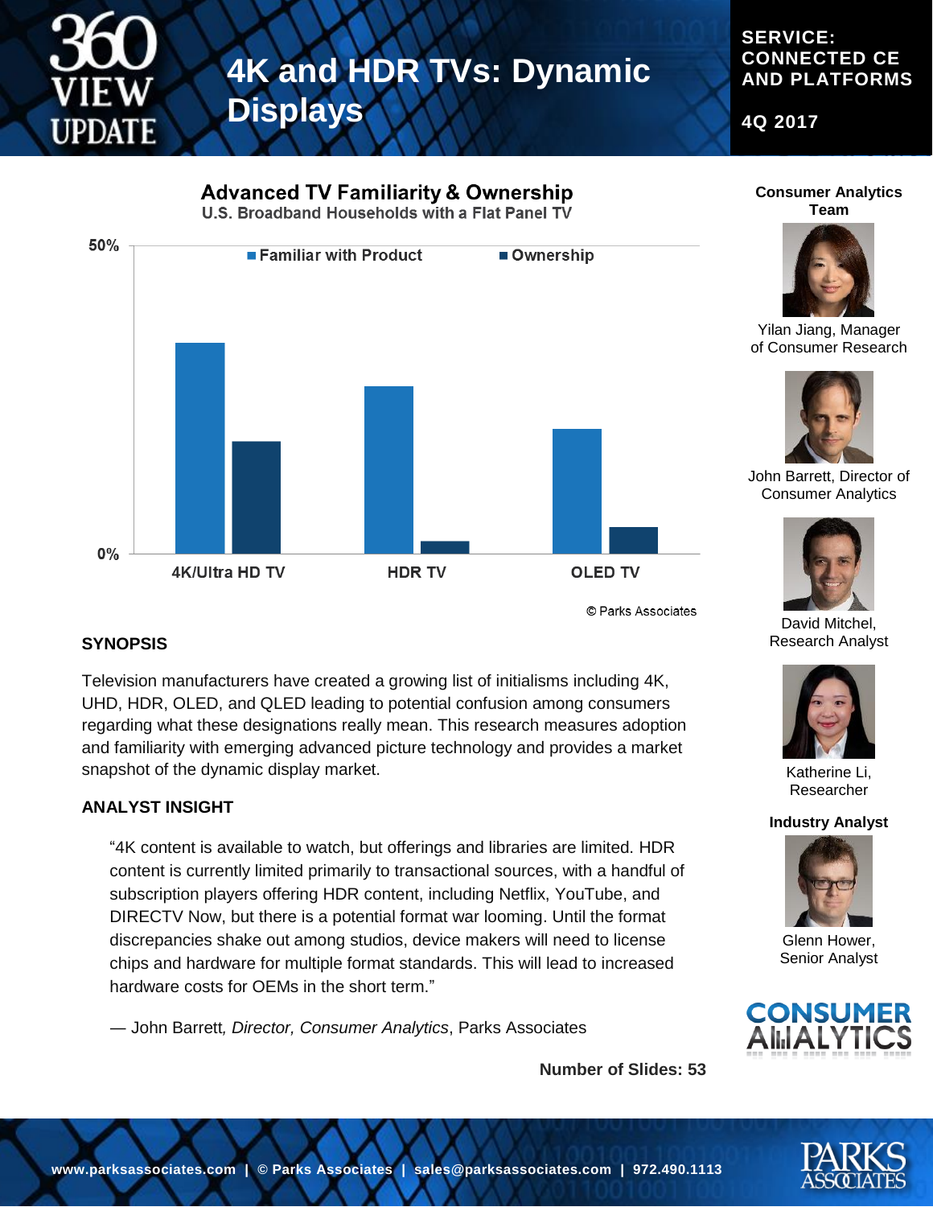# 4K and HDR TVs: Dynamic Displays

**SERVICE: CONNECTED CE AND PLATFORMS**

**4Q 2017**

**Advanced TV Familiarity & Ownership**
U.S. Broadband Households with a Flat Panel TV

50%

Familiar with Product | Ownership

0%

4K/Ultra HD TV | HDR TV | OLED TV

© Parks Associates

## SYNOPSIS

Television manufacturers have created a growing list of initialisms including 4K, UHD, HDR, OLED, and QLED leading to potential confusion among consumers regarding what these designations really mean. This research measures adoption and familiarity with emerging advanced picture technology and provides a market snapshot of the dynamic display market.

## ANALYST INSIGHT

"4K content is available to watch, but offerings and libraries are limited. HDR content is currently limited primarily to transactional sources, with a handful of subscription players offering HDR content, including Netflix, YouTube, and DIRECTV Now, but there is a potential format war looming. Until the format discrepancies shake out among studios, device makers will need to license chips and hardware for multiple format standards. This will lead to increased hardware costs for OEMs in the short term."

— John Barrett, *Director, Consumer Analytics*, Parks Associates

**Number of Slides: 53**

**Consumer Analytics Team**

Yilan Jiang, Manager of Consumer Research

John Barrett, Director of Consumer Analytics

David Mitchel, Research Analyst

Katherine Li, Researcher

**Industry Analyst**

Glenn Hower, Senior Analyst

**www.parksassociates.com | © Parks Associates | sales@parksassociates.com | 972.490.1113**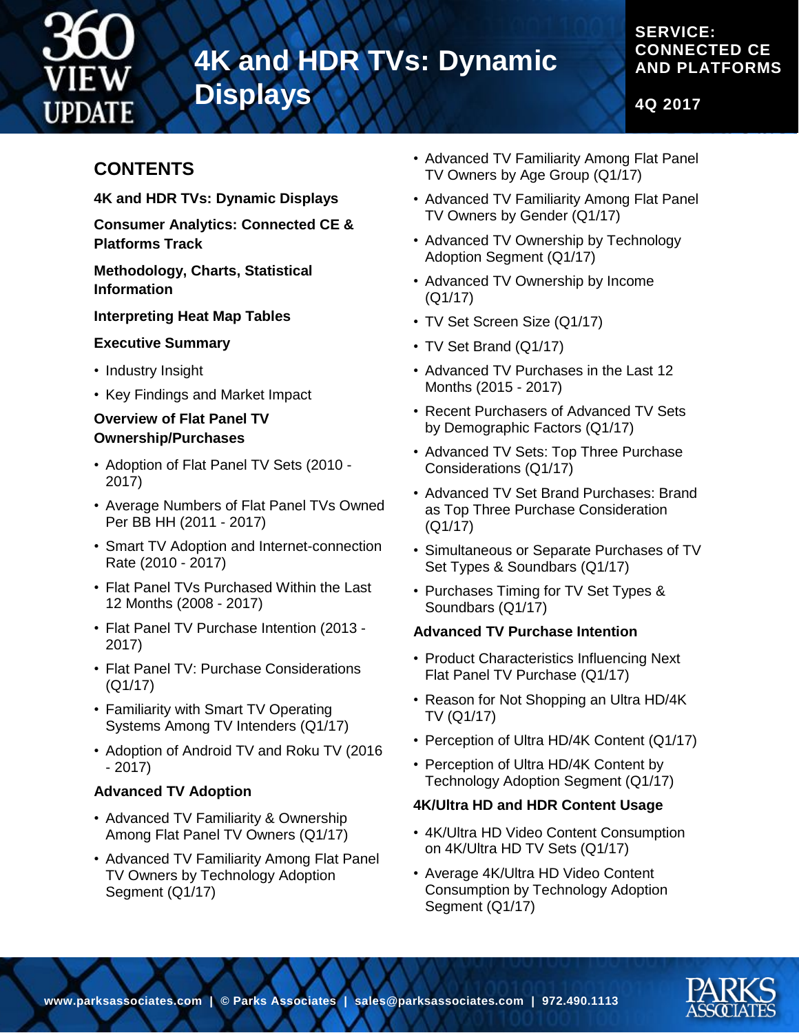# 4K and HDR TVs: Dynamic Displays

SERVICE: CONNECTED CE AND PLATFORMS

4Q 2017

## CONTENTS

**4K and HDR TVs: Dynamic Displays**

**Consumer Analytics: Connected CE & Platforms Track**

**Methodology, Charts, Statistical Information**

**Interpreting Heat Map Tables**

**Executive Summary**

- Industry Insight
- Key Findings and Market Impact

**Overview of Flat Panel TV Ownership/Purchases**

- Adoption of Flat Panel TV Sets (2010 - 2017)
- Average Numbers of Flat Panel TVs Owned Per BB HH (2011 - 2017)
- Smart TV Adoption and Internet-connection Rate (2010 - 2017)
- Flat Panel TVs Purchased Within the Last 12 Months (2008 - 2017)
- Flat Panel TV Purchase Intention (2013 - 2017)
- Flat Panel TV: Purchase Considerations (Q1/17)
- Familiarity with Smart TV Operating Systems Among TV Intenders (Q1/17)
- Adoption of Android TV and Roku TV (2016 - 2017)

**Advanced TV Adoption**

- Advanced TV Familiarity & Ownership Among Flat Panel TV Owners (Q1/17)
- Advanced TV Familiarity Among Flat Panel TV Owners by Technology Adoption Segment (Q1/17)
- Advanced TV Familiarity Among Flat Panel TV Owners by Age Group (Q1/17)
- Advanced TV Familiarity Among Flat Panel TV Owners by Gender (Q1/17)
- Advanced TV Ownership by Technology Adoption Segment (Q1/17)
- Advanced TV Ownership by Income (Q1/17)
- TV Set Screen Size (Q1/17)
- TV Set Brand (Q1/17)
- Advanced TV Purchases in the Last 12 Months (2015 - 2017)
- Recent Purchasers of Advanced TV Sets by Demographic Factors (Q1/17)
- Advanced TV Sets: Top Three Purchase Considerations (Q1/17)
- Advanced TV Set Brand Purchases: Brand as Top Three Purchase Consideration (Q1/17)
- Simultaneous or Separate Purchases of TV Set Types & Soundbars (Q1/17)
- Purchases Timing for TV Set Types & Soundbars (Q1/17)

**Advanced TV Purchase Intention**

- Product Characteristics Influencing Next Flat Panel TV Purchase (Q1/17)
- Reason for Not Shopping an Ultra HD/4K TV (Q1/17)
- Perception of Ultra HD/4K Content (Q1/17)
- Perception of Ultra HD/4K Content by Technology Adoption Segment (Q1/17)

**4K/Ultra HD and HDR Content Usage**

- 4K/Ultra HD Video Content Consumption on 4K/Ultra HD TV Sets (Q1/17)
- Average 4K/Ultra HD Video Content Consumption by Technology Adoption Segment (Q1/17)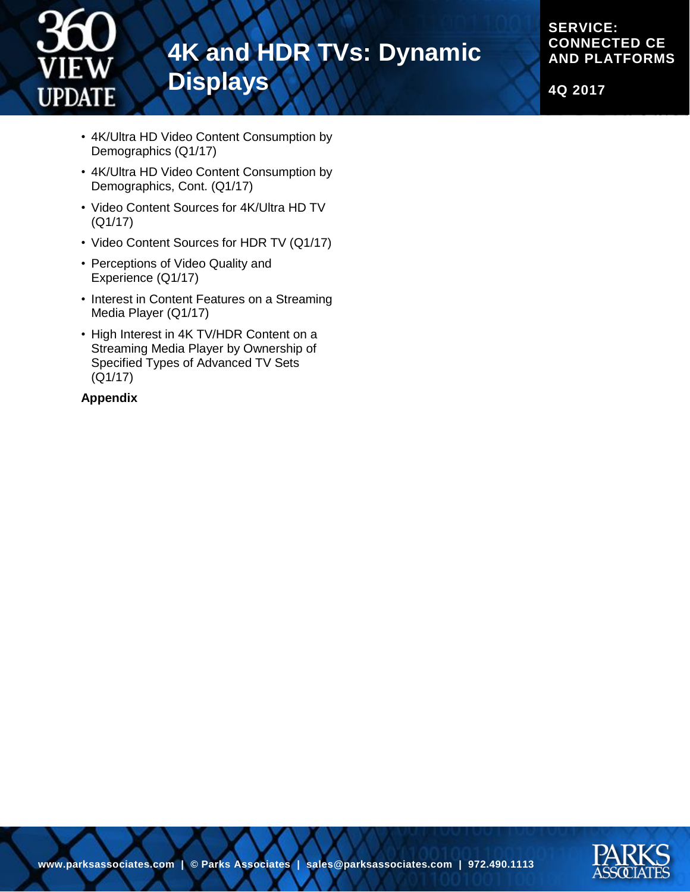- 4K/Ultra HD Video Content Consumption by Demographics (Q1/17)
- 4K/Ultra HD Video Content Consumption by Demographics, Cont. (Q1/17)
- Video Content Sources for 4K/Ultra HD TV (Q1/17)
- Video Content Sources for HDR TV (Q1/17)
- Perceptions of Video Quality and Experience (Q1/17)
- Interest in Content Features on a Streaming Media Player (Q1/17)
- High Interest in 4K TV/HDR Content on a Streaming Media Player by Ownership of Specified Types of Advanced TV Sets (Q1/17)

**Appendix**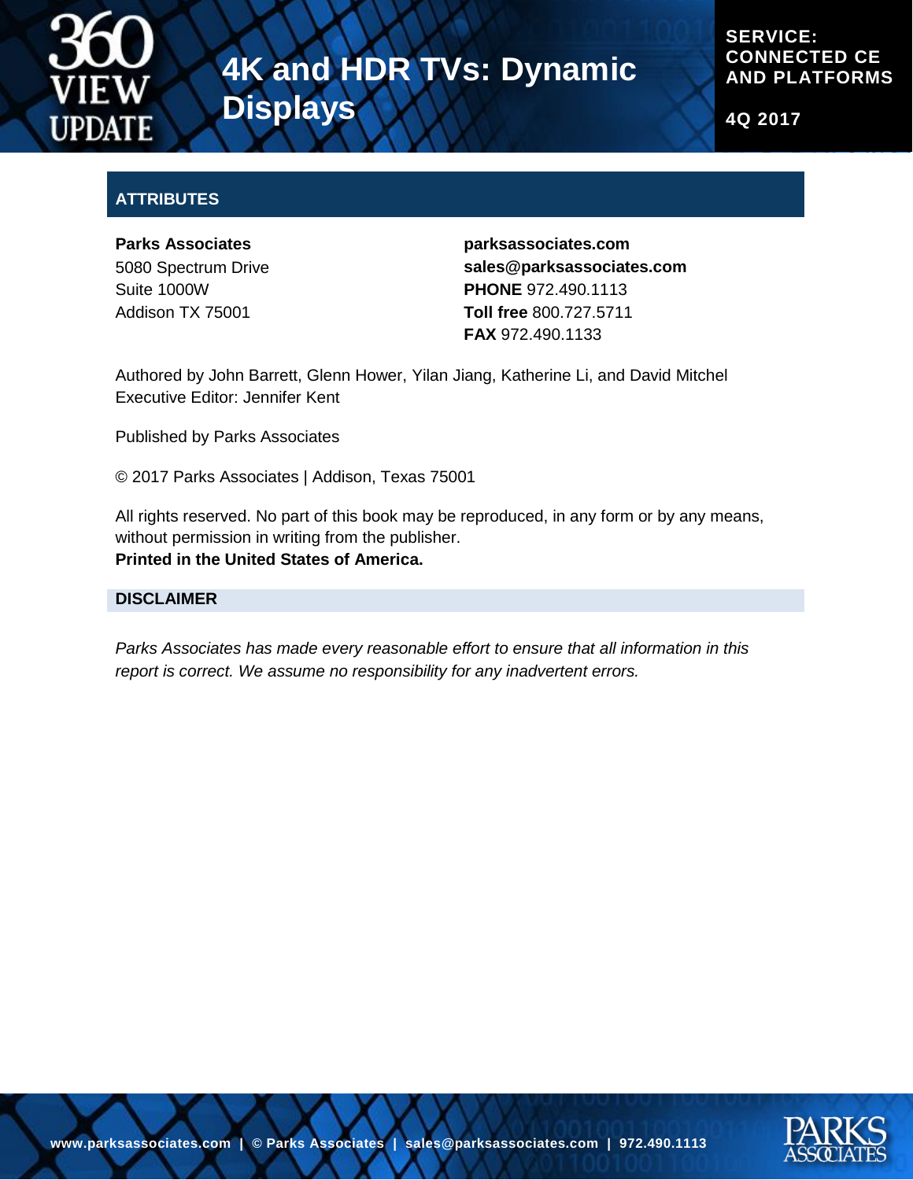# 4K and HDR TVs: Dynamic Displays

**SERVICE: CONNECTED CE AND PLATFORMS**

**4Q 2017**

## ATTRIBUTES

**Parks Associates**
5080 Spectrum Drive
Suite 1000W
Addison TX 75001

**parksassociates.com**
**sales@parksassociates.com**
**PHONE** 972.490.1113
**Toll free** 800.727.5711
**FAX** 972.490.1133

Authored by John Barrett, Glenn Hower, Yilan Jiang, Katherine Li, and David Mitchel
Executive Editor: Jennifer Kent

Published by Parks Associates

© 2017 Parks Associates | Addison, Texas 75001

All rights reserved. No part of this book may be reproduced, in any form or by any means, without permission in writing from the publisher.
**Printed in the United States of America.**

## DISCLAIMER

*Parks Associates has made every reasonable effort to ensure that all information in this report is correct. We assume no responsibility for any inadvertent errors.*